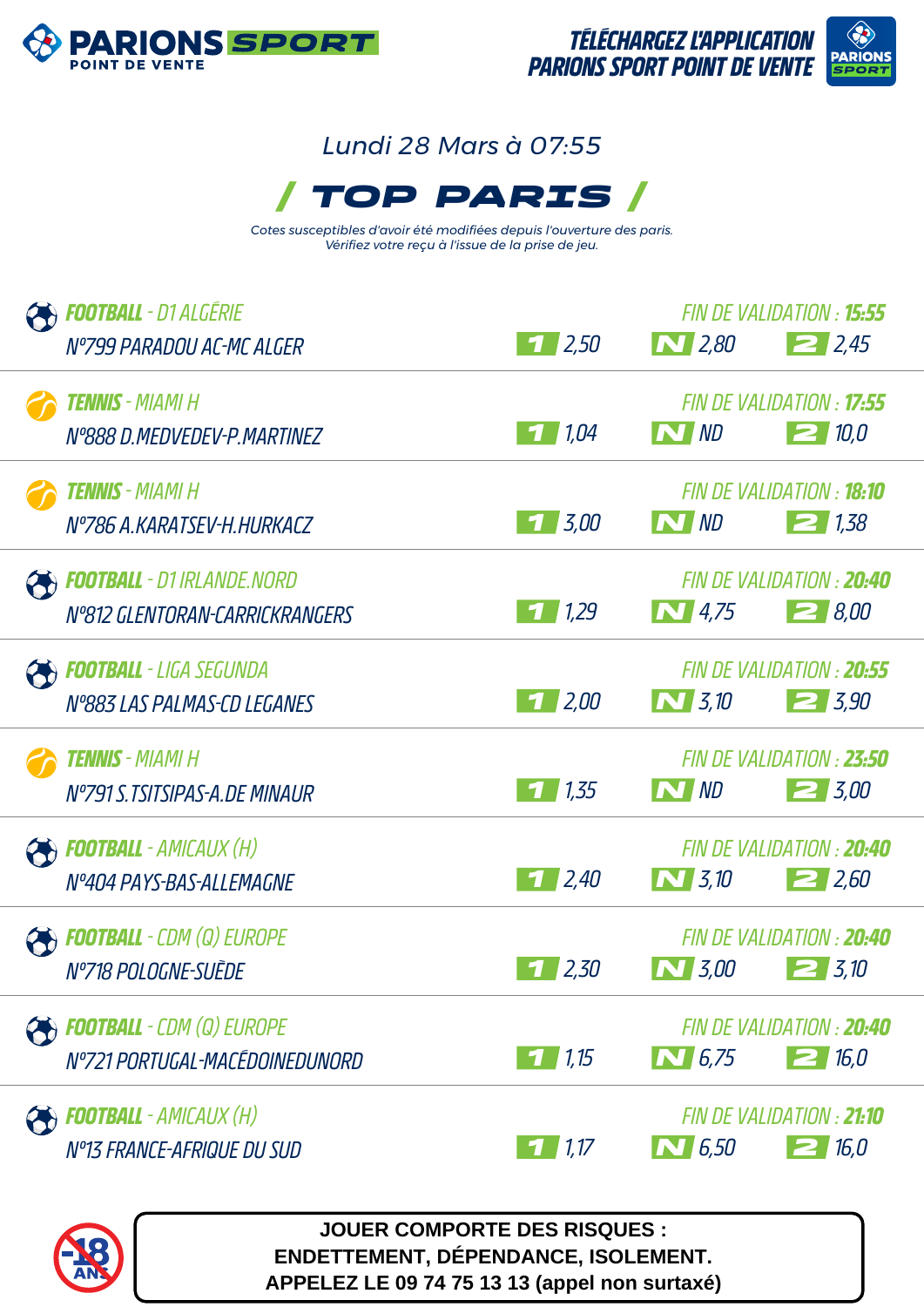**PARIONS SPORT** POINT DE VENTE

TÉLÉCHARGEZ L'APPLICATION PARIONS SPORT POINT DE VENTE

Lundi 28 Mars à 07:55

# / TOP PARIS /

*Cotes susceptibles d'avoir été modifiées depuis l'ouverture des paris.*
*Vérifiez votre reçu à l'issue de la prise de jeu.*

| Sport - Compétition | Match | Fin de validation | 1 | N | 2 |
|---|---|---|---|---|---|
| **FOOTBALL** - D1 ALGÉRIE | N°799 PARADOU AC-MC ALGER | 15:55 | 2,50 | 2,80 | 2,45 |
| **TENNIS** - MIAMI H | N°888 D.MEDVEDEV-P.MARTINEZ | 17:55 | 1,04 | ND | 10,0 |
| **TENNIS** - MIAMI H | N°786 A.KARATSEV-H.HURKACZ | 18:10 | 3,00 | ND | 1,38 |
| **FOOTBALL** - D1 IRLANDE.NORD | N°812 GLENTORAN-CARRICKRANGERS | 20:40 | 1,29 | 4,75 | 8,00 |
| **FOOTBALL** - LIGA SEGUNDA | N°883 LAS PALMAS-CD LEGANES | 20:55 | 2,00 | 3,10 | 3,90 |
| **TENNIS** - MIAMI H | N°791 S.TSITSIPAS-A.DE MINAUR | 23:50 | 1,35 | ND | 3,00 |
| **FOOTBALL** - AMICAUX (H) | N°404 PAYS-BAS-ALLEMAGNE | 20:40 | 2,40 | 3,10 | 2,60 |
| **FOOTBALL** - CDM (Q) EUROPE | N°718 POLOGNE-SUÈDE | 20:40 | 2,30 | 3,00 | 3,10 |
| **FOOTBALL** - CDM (Q) EUROPE | N°721 PORTUGAL-MACÉDOINEDUNORD | 20:40 | 1,15 | 6,75 | 16,0 |
| **FOOTBALL** - AMICAUX (H) | N°13 FRANCE-AFRIQUE DU SUD | 21:10 | 1,17 | 6,50 | 16,0 |

-18 ANS

**JOUER COMPORTE DES RISQUES : ENDETTEMENT, DÉPENDANCE, ISOLEMENT. APPELEZ LE 09 74 75 13 13 (appel non surtaxé)**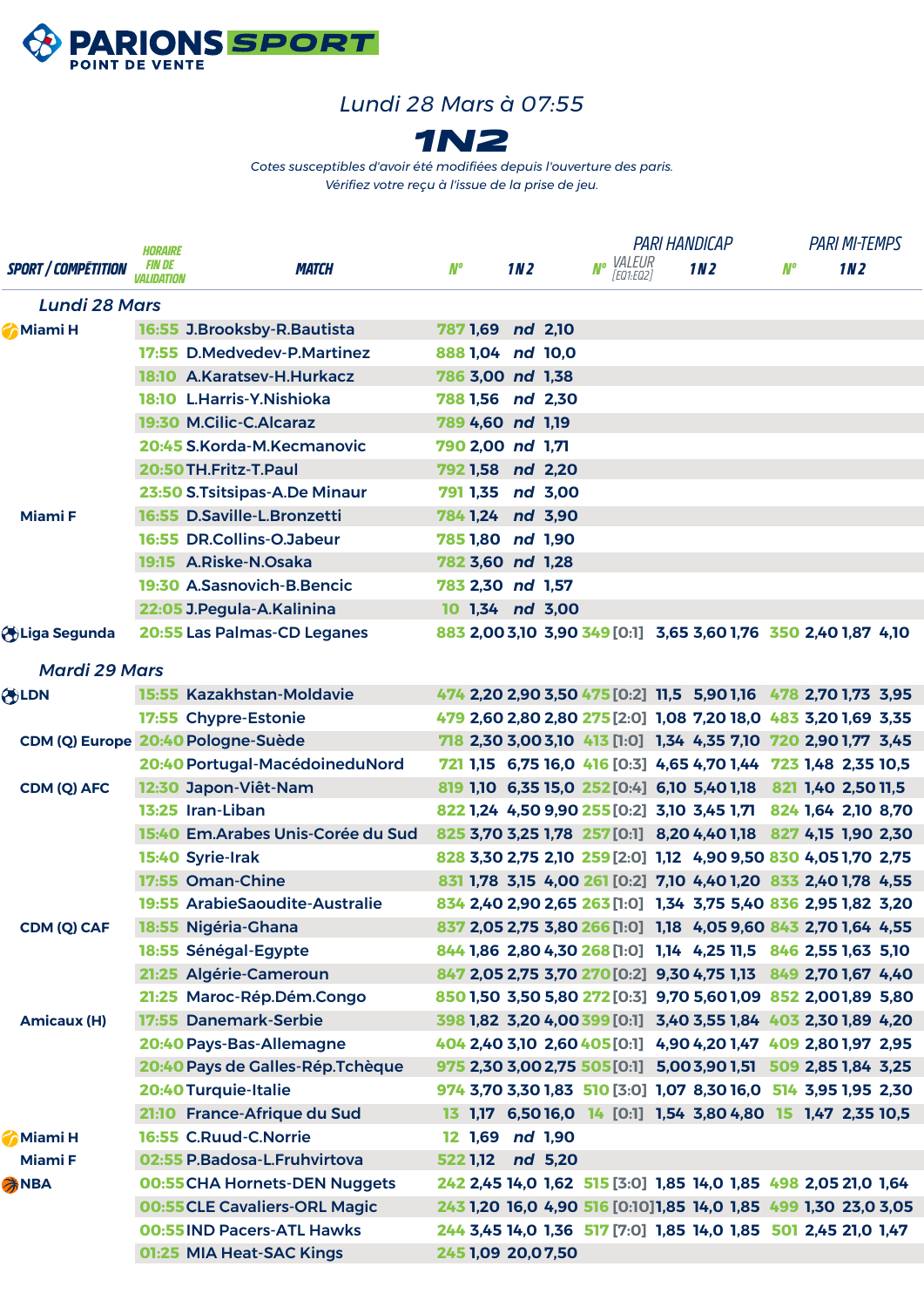**PARIONS SPORT**
POINT DE VENTE

*Lundi 28 Mars à 07:55*

# 1N2

*Cotes susceptibles d'avoir été modifiées depuis l'ouverture des paris.*
*Vérifiez votre reçu à l'issue de la prise de jeu.*

| SPORT / COMPÉTITION | HORAIRE FIN DE VALIDATION | MATCH | N° | 1 | N | 2 | PARI HANDICAP N° | VALEUR [EQ1:EQ2] | 1 | N | 2 | PARI MI-TEMPS N° | 1 | N | 2 |
|---|---|---|---|---|---|---|---|---|---|---|---|---|---|---|---|
| *Lundi 28 Mars* | | | | | | | | | | | | | | | |
| Miami H | 16:55 | J.Brooksby-R.Bautista | 787 | 1,69 | nd | 2,10 | | | | | | | | | |
| | 17:55 | D.Medvedev-P.Martinez | 888 | 1,04 | nd | 10,0 | | | | | | | | | |
| | 18:10 | A.Karatsev-H.Hurkacz | 786 | 3,00 | nd | 1,38 | | | | | | | | | |
| | 18:10 | L.Harris-Y.Nishioka | 788 | 1,56 | nd | 2,30 | | | | | | | | | |
| | 19:30 | M.Cilic-C.Alcaraz | 789 | 4,60 | nd | 1,19 | | | | | | | | | |
| | 20:45 | S.Korda-M.Kecmanovic | 790 | 2,00 | nd | 1,71 | | | | | | | | | |
| | 20:50 | TH.Fritz-T.Paul | 792 | 1,58 | nd | 2,20 | | | | | | | | | |
| | 23:50 | S.Tsitsipas-A.De Minaur | 791 | 1,35 | nd | 3,00 | | | | | | | | | |
| Miami F | 16:55 | D.Saville-L.Bronzetti | 784 | 1,24 | nd | 3,90 | | | | | | | | | |
| | 16:55 | DR.Collins-O.Jabeur | 785 | 1,80 | nd | 1,90 | | | | | | | | | |
| | 19:15 | A.Riske-N.Osaka | 782 | 3,60 | nd | 1,28 | | | | | | | | | |
| | 19:30 | A.Sasnovich-B.Bencic | 783 | 2,30 | nd | 1,57 | | | | | | | | | |
| | 22:05 | J.Pegula-A.Kalinina | 10 | 1,34 | nd | 3,00 | | | | | | | | | |
| Liga Segunda | 20:55 | Las Palmas-CD Leganes | 883 | 2,00 | 3,10 | 3,90 | 349 | [0:1] | 3,65 | 3,60 | 1,76 | 350 | 2,40 | 1,87 | 4,10 |
| *Mardi 29 Mars* | | | | | | | | | | | | | | | |
| LDN | 15:55 | Kazakhstan-Moldavie | 474 | 2,20 | 2,90 | 3,50 | 475 | [0:2] | 11,5 | 5,90 | 1,16 | 478 | 2,70 | 1,73 | 3,95 |
| | 17:55 | Chypre-Estonie | 479 | 2,60 | 2,80 | 2,80 | 275 | [2:0] | 1,08 | 7,20 | 18,0 | 483 | 3,20 | 1,69 | 3,35 |
| CDM (Q) Europe | 20:40 | Pologne-Suède | 718 | 2,30 | 3,00 | 3,10 | 413 | [1:0] | 1,34 | 4,35 | 7,10 | 720 | 2,90 | 1,77 | 3,45 |
| | 20:40 | Portugal-MacédoineduNord | 721 | 1,15 | 6,75 | 16,0 | 416 | [0:3] | 4,65 | 4,70 | 1,44 | 723 | 1,48 | 2,35 | 10,5 |
| CDM (Q) AFC | 12:30 | Japon-Viêt-Nam | 819 | 1,10 | 6,35 | 15,0 | 252 | [0:4] | 6,10 | 5,40 | 1,18 | 821 | 1,40 | 2,50 | 11,5 |
| | 13:25 | Iran-Liban | 822 | 1,24 | 4,50 | 9,90 | 255 | [0:2] | 3,10 | 3,45 | 1,71 | 824 | 1,64 | 2,10 | 8,70 |
| | 15:40 | Em.Arabes Unis-Corée du Sud | 825 | 3,70 | 3,25 | 1,78 | 257 | [0:1] | 8,20 | 4,40 | 1,18 | 827 | 4,15 | 1,90 | 2,30 |
| | 15:40 | Syrie-Irak | 828 | 3,30 | 2,75 | 2,10 | 259 | [2:0] | 1,12 | 4,90 | 9,50 | 830 | 4,05 | 1,70 | 2,75 |
| | 17:55 | Oman-Chine | 831 | 1,78 | 3,15 | 4,00 | 261 | [0:2] | 7,10 | 4,40 | 1,20 | 833 | 2,40 | 1,78 | 4,55 |
| | 19:55 | ArabieSaoudite-Australie | 834 | 2,40 | 2,90 | 2,65 | 263 | [1:0] | 1,34 | 3,75 | 5,40 | 836 | 2,95 | 1,82 | 3,20 |
| CDM (Q) CAF | 18:55 | Nigéria-Ghana | 837 | 2,05 | 2,75 | 3,80 | 266 | [1:0] | 1,18 | 4,05 | 9,60 | 843 | 2,70 | 1,64 | 4,55 |
| | 18:55 | Sénégal-Egypte | 844 | 1,86 | 2,80 | 4,30 | 268 | [1:0] | 1,14 | 4,25 | 11,5 | 846 | 2,55 | 1,63 | 5,10 |
| | 21:25 | Algérie-Cameroun | 847 | 2,05 | 2,75 | 3,70 | 270 | [0:2] | 9,30 | 4,75 | 1,13 | 849 | 2,70 | 1,67 | 4,40 |
| | 21:25 | Maroc-Rép.Dém.Congo | 850 | 1,50 | 3,50 | 5,80 | 272 | [0:3] | 9,70 | 5,60 | 1,09 | 852 | 2,00 | 1,89 | 5,80 |
| Amicaux (H) | 17:55 | Danemark-Serbie | 398 | 1,82 | 3,20 | 4,00 | 399 | [0:1] | 3,40 | 3,55 | 1,84 | 403 | 2,30 | 1,89 | 4,20 |
| | 20:40 | Pays-Bas-Allemagne | 404 | 2,40 | 3,10 | 2,60 | 405 | [0:1] | 4,90 | 4,20 | 1,47 | 409 | 2,80 | 1,97 | 2,95 |
| | 20:40 | Pays de Galles-Rép.Tchèque | 975 | 2,30 | 3,00 | 2,75 | 505 | [0:1] | 5,00 | 3,90 | 1,51 | 509 | 2,85 | 1,84 | 3,25 |
| | 20:40 | Turquie-Italie | 974 | 3,70 | 3,30 | 1,83 | 510 | [3:0] | 1,07 | 8,30 | 16,0 | 514 | 3,95 | 1,95 | 2,30 |
| | 21:10 | France-Afrique du Sud | 13 | 1,17 | 6,50 | 16,0 | 14 | [0:1] | 1,54 | 3,80 | 4,80 | 15 | 1,47 | 2,35 | 10,5 |
| Miami H | 16:55 | C.Ruud-C.Norrie | 12 | 1,69 | nd | 1,90 | | | | | | | | | |
| Miami F | 02:55 | P.Badosa-L.Fruhvirtova | 522 | 1,12 | nd | 5,20 | | | | | | | | | |
| NBA | 00:55 | CHA Hornets-DEN Nuggets | 242 | 2,45 | 14,0 | 1,62 | 515 | [3:0] | 1,85 | 14,0 | 1,85 | 498 | 2,05 | 21,0 | 1,64 |
| | 00:55 | CLE Cavaliers-ORL Magic | 243 | 1,20 | 16,0 | 4,90 | 516 | [0:10] | 1,85 | 14,0 | 1,85 | 499 | 1,30 | 23,0 | 3,05 |
| | 00:55 | IND Pacers-ATL Hawks | 244 | 3,45 | 14,0 | 1,36 | 517 | [7:0] | 1,85 | 14,0 | 1,85 | 501 | 2,45 | 21,0 | 1,47 |
| | 01:25 | MIA Heat-SAC Kings | 245 | 1,09 | 20,0 | 7,50 | | | | | | | | | |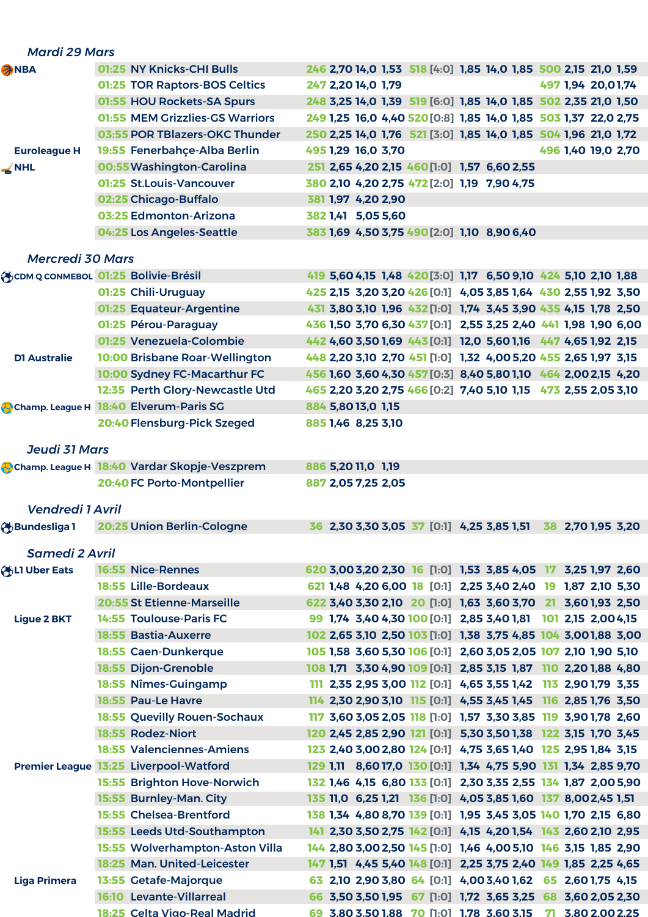## Mardi 29 Mars

| Compétition | Heure | Match | N° | 1 | N | 2 | N° | Hand. | 1 | N | 2 | N° | 1 | N | 2 |
|---|---|---|---|---|---|---|---|---|---|---|---|---|---|---|---|
| NBA | 01:25 | NY Knicks-CHI Bulls | 246 | 2,70 | 14,0 | 1,53 | 518 | [4:0] | 1,85 | 14,0 | 1,85 | 500 | 2,15 | 21,0 | 1,59 |
| | 01:25 | TOR Raptors-BOS Celtics | 247 | 2,20 | 14,0 | 1,79 | | | | | | 497 | 1,94 | 20,0 | 1,74 |
| | 01:55 | HOU Rockets-SA Spurs | 248 | 3,25 | 14,0 | 1,39 | 519 | [6:0] | 1,85 | 14,0 | 1,85 | 502 | 2,35 | 21,0 | 1,50 |
| | 01:55 | MEM Grizzlies-GS Warriors | 249 | 1,25 | 16,0 | 4,40 | 520 | [0:8] | 1,85 | 14,0 | 1,85 | 503 | 1,37 | 22,0 | 2,75 |
| | 03:55 | POR TBlazers-OKC Thunder | 250 | 2,25 | 14,0 | 1,76 | 521 | [3:0] | 1,85 | 14,0 | 1,85 | 504 | 1,96 | 21,0 | 1,72 |
| Euroleague H | 19:55 | Fenerbahçe-Alba Berlin | 495 | 1,29 | 16,0 | 3,70 | | | | | | 496 | 1,40 | 19,0 | 2,70 |
| NHL | 00:55 | Washington-Carolina | 251 | 2,65 | 4,20 | 2,15 | 460 | [1:0] | 1,57 | 6,60 | 2,55 | | | | |
| | 01:25 | St.Louis-Vancouver | 380 | 2,10 | 4,20 | 2,75 | 472 | [2:0] | 1,19 | 7,90 | 4,75 | | | | |
| | 02:25 | Chicago-Buffalo | 381 | 1,97 | 4,20 | 2,90 | | | | | | | | | |
| | 03:25 | Edmonton-Arizona | 382 | 1,41 | 5,05 | 5,60 | | | | | | | | | |
| | 04:25 | Los Angeles-Seattle | 383 | 1,69 | 4,50 | 3,75 | 490 | [2:0] | 1,10 | 8,90 | 6,40 | | | | |

## Mercredi 30 Mars

| Compétition | Heure | Match | N° | 1 | N | 2 | N° | Hand. | 1 | N | 2 | N° | 1 | N | 2 |
|---|---|---|---|---|---|---|---|---|---|---|---|---|---|---|---|
| CDM Q CONMEBOL | 01:25 | Bolivie-Brésil | 419 | 5,60 | 4,15 | 1,48 | 420 | [3:0] | 1,17 | 6,50 | 9,10 | 424 | 5,10 | 2,10 | 1,88 |
| | 01:25 | Chili-Uruguay | 425 | 2,15 | 3,20 | 3,20 | 426 | [0:1] | 4,05 | 3,85 | 1,64 | 430 | 2,55 | 1,92 | 3,50 |
| | 01:25 | Equateur-Argentine | 431 | 3,80 | 3,10 | 1,96 | 432 | [1:0] | 1,74 | 3,45 | 3,90 | 435 | 4,15 | 1,78 | 2,50 |
| | 01:25 | Pérou-Paraguay | 436 | 1,50 | 3,70 | 6,30 | 437 | [0:1] | 2,55 | 3,25 | 2,40 | 441 | 1,98 | 1,90 | 6,00 |
| | 01:25 | Venezuela-Colombie | 442 | 4,60 | 3,50 | 1,69 | 443 | [0:1] | 12,0 | 5,60 | 1,16 | 447 | 4,65 | 1,92 | 2,15 |
| D1 Australie | 10:00 | Brisbane Roar-Wellington | 448 | 2,20 | 3,10 | 2,70 | 451 | [1:0] | 1,32 | 4,00 | 5,20 | 455 | 2,65 | 1,97 | 3,15 |
| | 10:00 | Sydney FC-Macarthur FC | 456 | 1,60 | 3,60 | 4,30 | 457 | [0:3] | 8,40 | 5,80 | 1,10 | 464 | 2,00 | 2,15 | 4,20 |
| | 12:35 | Perth Glory-Newcastle Utd | 465 | 2,20 | 3,20 | 2,75 | 466 | [0:2] | 7,40 | 5,10 | 1,15 | 473 | 2,55 | 2,05 | 3,10 |
| Champ. League H | 18:40 | Elverum-Paris SG | 884 | 5,80 | 13,0 | 1,15 | | | | | | | | | |
| | 20:40 | Flensburg-Pick Szeged | 885 | 1,46 | 8,25 | 3,10 | | | | | | | | | |

## Jeudi 31 Mars

| Compétition | Heure | Match | N° | 1 | N | 2 |
|---|---|---|---|---|---|---|
| Champ. League H | 18:40 | Vardar Skopje-Veszprem | 886 | 5,20 | 11,0 | 1,19 |
| | 20:40 | FC Porto-Montpellier | 887 | 2,05 | 7,25 | 2,05 |

## Vendredi 1 Avril

| Compétition | Heure | Match | N° | 1 | N | 2 | N° | Hand. | 1 | N | 2 | N° | 1 | N | 2 |
|---|---|---|---|---|---|---|---|---|---|---|---|---|---|---|---|
| Bundesliga 1 | 20:25 | Union Berlin-Cologne | 36 | 2,30 | 3,30 | 3,05 | 37 | [0:1] | 4,25 | 3,85 | 1,51 | 38 | 2,70 | 1,95 | 3,20 |

## Samedi 2 Avril

| Compétition | Heure | Match | N° | 1 | N | 2 | N° | Hand. | 1 | N | 2 | N° | 1 | N | 2 |
|---|---|---|---|---|---|---|---|---|---|---|---|---|---|---|---|
| L1 Uber Eats | 16:55 | Nice-Rennes | 620 | 3,00 | 3,20 | 2,30 | 16 | [1:0] | 1,53 | 3,85 | 4,05 | 17 | 3,25 | 1,97 | 2,60 |
| | 18:55 | Lille-Bordeaux | 621 | 1,48 | 4,20 | 6,00 | 18 | [0:1] | 2,25 | 3,40 | 2,40 | 19 | 1,87 | 2,10 | 5,30 |
| | 20:55 | St Etienne-Marseille | 622 | 3,40 | 3,30 | 2,10 | 20 | [1:0] | 1,63 | 3,60 | 3,70 | 21 | 3,60 | 1,93 | 2,50 |
| Ligue 2 BKT | 14:55 | Toulouse-Paris FC | 99 | 1,74 | 3,40 | 4,30 | 100 | [0:1] | 2,85 | 3,40 | 1,81 | 101 | 2,15 | 2,00 | 4,15 |
| | 18:55 | Bastia-Auxerre | 102 | 2,65 | 3,10 | 2,50 | 103 | [1:0] | 1,38 | 3,75 | 4,85 | 104 | 3,00 | 1,88 | 3,00 |
| | 18:55 | Caen-Dunkerque | 105 | 1,58 | 3,60 | 5,30 | 106 | [0:1] | 2,60 | 3,05 | 2,05 | 107 | 2,10 | 1,90 | 5,10 |
| | 18:55 | Dijon-Grenoble | 108 | 1,71 | 3,30 | 4,90 | 109 | [0:1] | 2,85 | 3,15 | 1,87 | 110 | 2,20 | 1,88 | 4,80 |
| | 18:55 | Nîmes-Guingamp | 111 | 2,35 | 2,95 | 3,00 | 112 | [0:1] | 4,65 | 3,55 | 1,42 | 113 | 2,90 | 1,79 | 3,35 |
| | 18:55 | Pau-Le Havre | 114 | 2,30 | 2,90 | 3,10 | 115 | [0:1] | 4,55 | 3,45 | 1,45 | 116 | 2,85 | 1,76 | 3,50 |
| | 18:55 | Quevilly Rouen-Sochaux | 117 | 3,60 | 3,05 | 2,05 | 118 | [1:0] | 1,57 | 3,30 | 3,85 | 119 | 3,90 | 1,78 | 2,60 |
| | 18:55 | Rodez-Niort | 120 | 2,45 | 2,85 | 2,90 | 121 | [0:1] | 5,30 | 3,50 | 1,38 | 122 | 3,15 | 1,70 | 3,45 |
| | 18:55 | Valenciennes-Amiens | 123 | 2,40 | 3,00 | 2,80 | 124 | [0:1] | 4,75 | 3,65 | 1,40 | 125 | 2,95 | 1,84 | 3,15 |
| Premier League | 13:25 | Liverpool-Watford | 129 | 1,11 | 8,60 | 17,0 | 130 | [0:1] | 1,34 | 4,75 | 5,90 | 131 | 1,34 | 2,85 | 9,70 |
| | 15:55 | Brighton Hove-Norwich | 132 | 1,46 | 4,15 | 6,80 | 133 | [0:1] | 2,30 | 3,35 | 2,55 | 134 | 1,87 | 2,00 | 5,90 |
| | 15:55 | Burnley-Man. City | 135 | 11,0 | 6,25 | 1,21 | 136 | [1:0] | 4,05 | 3,85 | 1,60 | 137 | 8,00 | 2,45 | 1,51 |
| | 15:55 | Chelsea-Brentford | 138 | 1,34 | 4,80 | 8,70 | 139 | [0:1] | 1,95 | 3,45 | 3,05 | 140 | 1,70 | 2,15 | 6,80 |
| | 15:55 | Leeds Utd-Southampton | 141 | 2,30 | 3,50 | 2,75 | 142 | [0:1] | 4,15 | 4,20 | 1,54 | 143 | 2,60 | 2,10 | 2,95 |
| | 15:55 | Wolverhampton-Aston Villa | 144 | 2,80 | 3,00 | 2,50 | 145 | [1:0] | 1,46 | 4,00 | 5,10 | 146 | 3,15 | 1,85 | 2,90 |
| | 18:25 | Man. United-Leicester | 147 | 1,51 | 4,45 | 5,40 | 148 | [0:1] | 2,25 | 3,75 | 2,40 | 149 | 1,85 | 2,25 | 4,65 |
| Liga Primera | 13:55 | Getafe-Majorque | 63 | 2,10 | 2,90 | 3,80 | 64 | [0:1] | 4,00 | 3,40 | 1,62 | 65 | 2,60 | 1,75 | 4,15 |
| | 16:10 | Levante-Villarreal | 66 | 3,50 | 3,50 | 1,95 | 67 | [1:0] | 1,72 | 3,65 | 3,25 | 68 | 3,60 | 2,05 | 2,30 |
| | 18:25 | Celta Vigo-Real Madrid | 69 | 3,80 | 3,50 | 1,88 | 70 | [1:0] | 1,78 | 3,60 | 3,15 | 71 | 3,80 | 2,00 | 2,25 |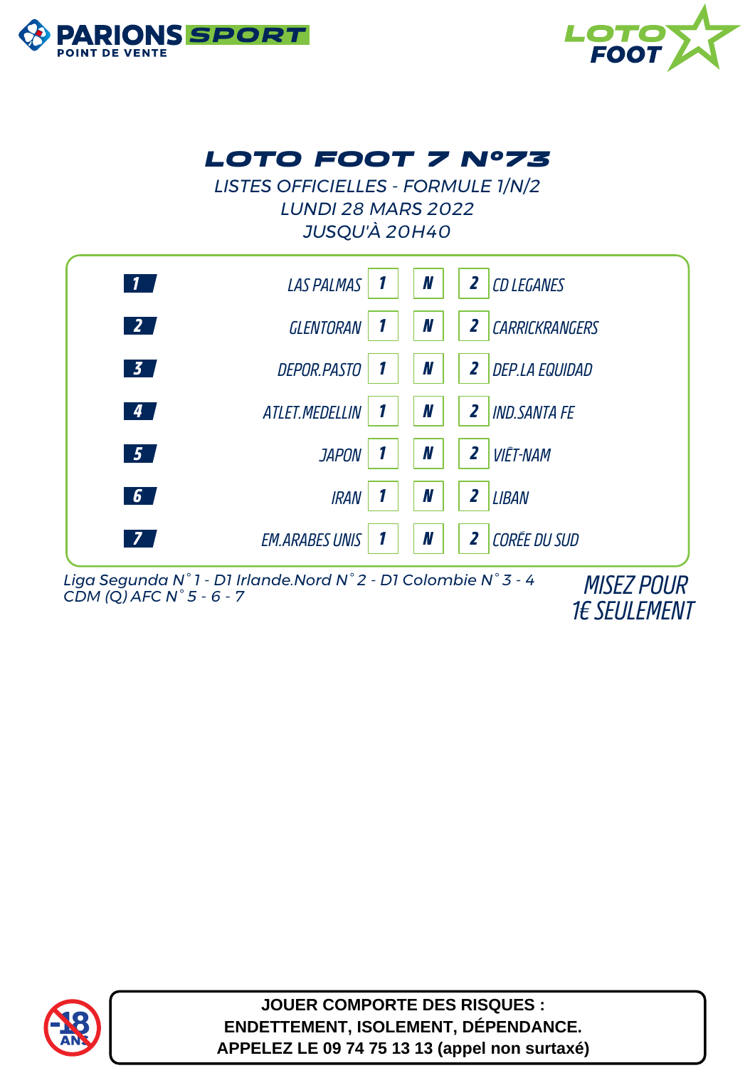PARIONS SPORT POINT DE VENTE

LOTO FOOT

# LOTO FOOT 7 N°73

*LISTES OFFICIELLES - FORMULE 1/N/2*
*LUNDI 28 MARS 2022*
*JUSQU'À 20H40*

| N° | Équipe 1 | 1 | N | 2 | Équipe 2 |
|---|---|---|---|---|---|
| 1 | LAS PALMAS | 1 | N | 2 | CD LEGANES |
| 2 | GLENTORAN | 1 | N | 2 | CARRICKRANGERS |
| 3 | DEPOR.PASTO | 1 | N | 2 | DEP.LA EQUIDAD |
| 4 | ATLET.MEDELLIN | 1 | N | 2 | IND.SANTA FE |
| 5 | JAPON | 1 | N | 2 | VIÊT-NAM |
| 6 | IRAN | 1 | N | 2 | LIBAN |
| 7 | EM.ARABES UNIS | 1 | N | 2 | CORÉE DU SUD |

*Liga Segunda N°1 - D1 Irlande.Nord N°2 - D1 Colombie N°3 - 4*
*CDM (Q) AFC N°5 - 6 - 7*

*MISEZ POUR 1€ SEULEMENT*

-18 ANS

**JOUER COMPORTE DES RISQUES :**
**ENDETTEMENT, ISOLEMENT, DÉPENDANCE.**
**APPELEZ LE 09 74 75 13 13 (appel non surtaxé)**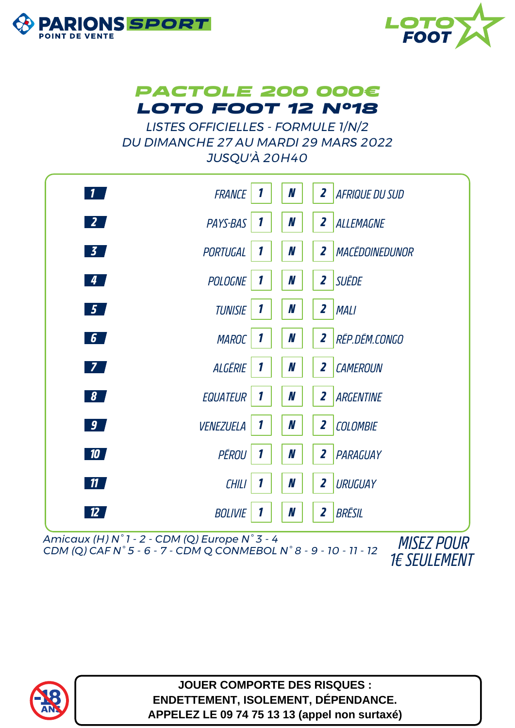PARIONS SPORT
POINT DE VENTE

LOTO FOOT

# PACTOLE 200 000€
# LOTO FOOT 12 N°18

LISTES OFFICIELLES - FORMULE 1/N/2
DU DIMANCHE 27 AU MARDI 29 MARS 2022
JUSQU'À 20H40

| | | | | | |
|---|---|---|---|---|---|
| 1 | FRANCE | 1 | N | 2 | AFRIQUE DU SUD |
| 2 | PAYS-BAS | 1 | N | 2 | ALLEMAGNE |
| 3 | PORTUGAL | 1 | N | 2 | MACÉDOINEDUNOR |
| 4 | POLOGNE | 1 | N | 2 | SUÈDE |
| 5 | TUNISIE | 1 | N | 2 | MALI |
| 6 | MAROC | 1 | N | 2 | RÉP.DÉM.CONGO |
| 7 | ALGÉRIE | 1 | N | 2 | CAMEROUN |
| 8 | EQUATEUR | 1 | N | 2 | ARGENTINE |
| 9 | VENEZUELA | 1 | N | 2 | COLOMBIE |
| 10 | PÉROU | 1 | N | 2 | PARAGUAY |
| 11 | CHILI | 1 | N | 2 | URUGUAY |
| 12 | BOLIVIE | 1 | N | 2 | BRÉSIL |

Amicaux (H) N°1 - 2 - CDM (Q) Europe N°3 - 4
CDM (Q) CAF N°5 - 6 - 7 - CDM Q CONMEBOL N°8 - 9 - 10 - 11 - 12

MISEZ POUR 1€ SEULEMENT

-18 ANS

**JOUER COMPORTE DES RISQUES : ENDETTEMENT, ISOLEMENT, DÉPENDANCE. APPELEZ LE 09 74 75 13 13 (appel non surtaxé)**